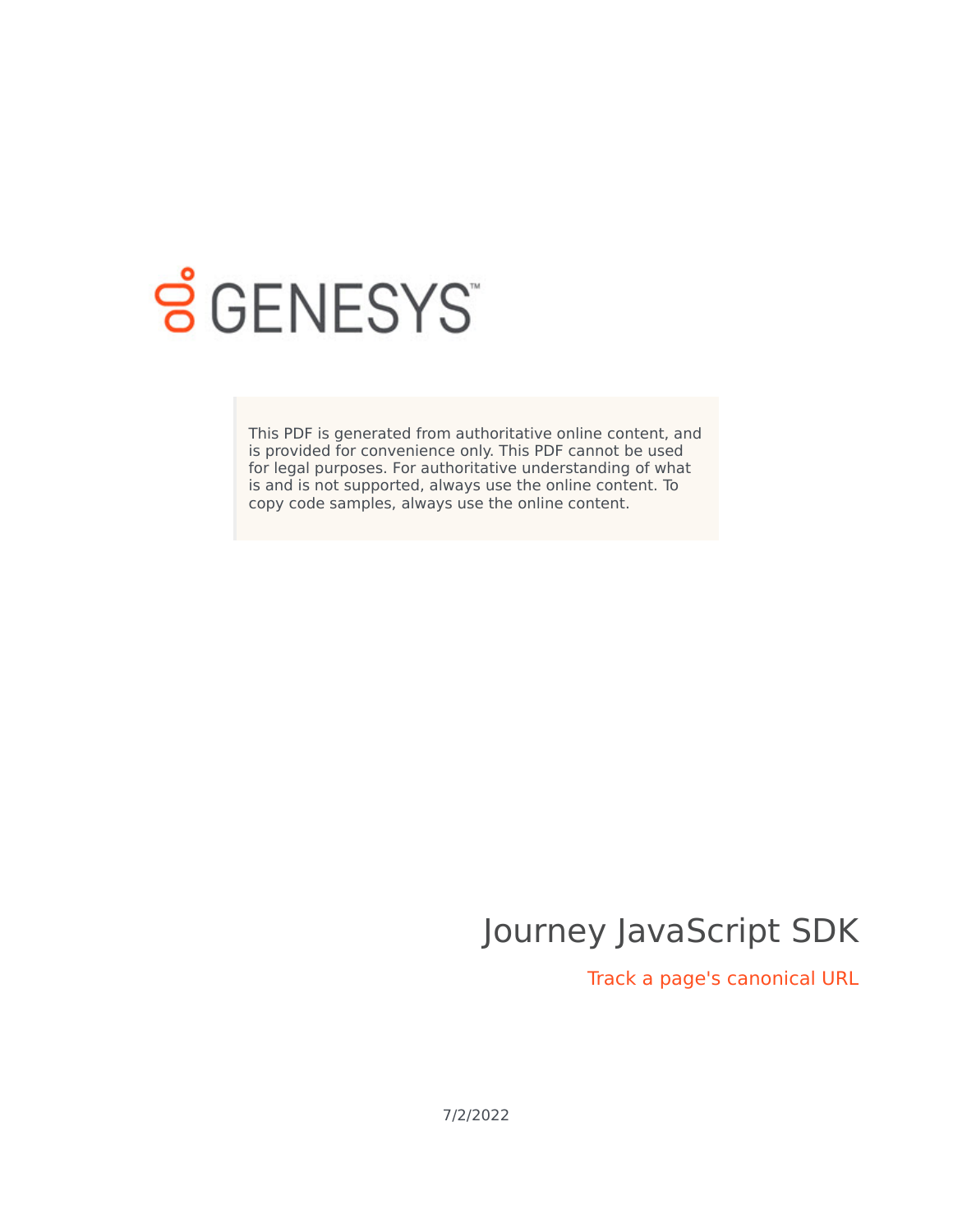GENESYS

This PDF is generated from authoritative online content, and is provided for convenience only. This PDF cannot be used for legal purposes. For authoritative understanding of what is and is not supported, always use the online content. To copy code samples, always use the online content.

# Journey JavaScript SDK

## Track a page's canonical URL

7/2/2022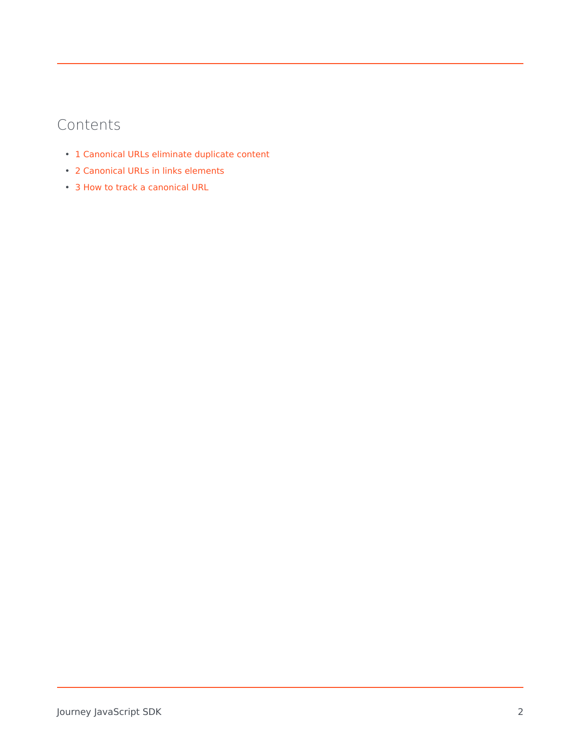## Contents

- 1 Canonical URLs eliminate duplicate content
- 2 Canonical URLs in links elements
- 3 How to track a canonical URL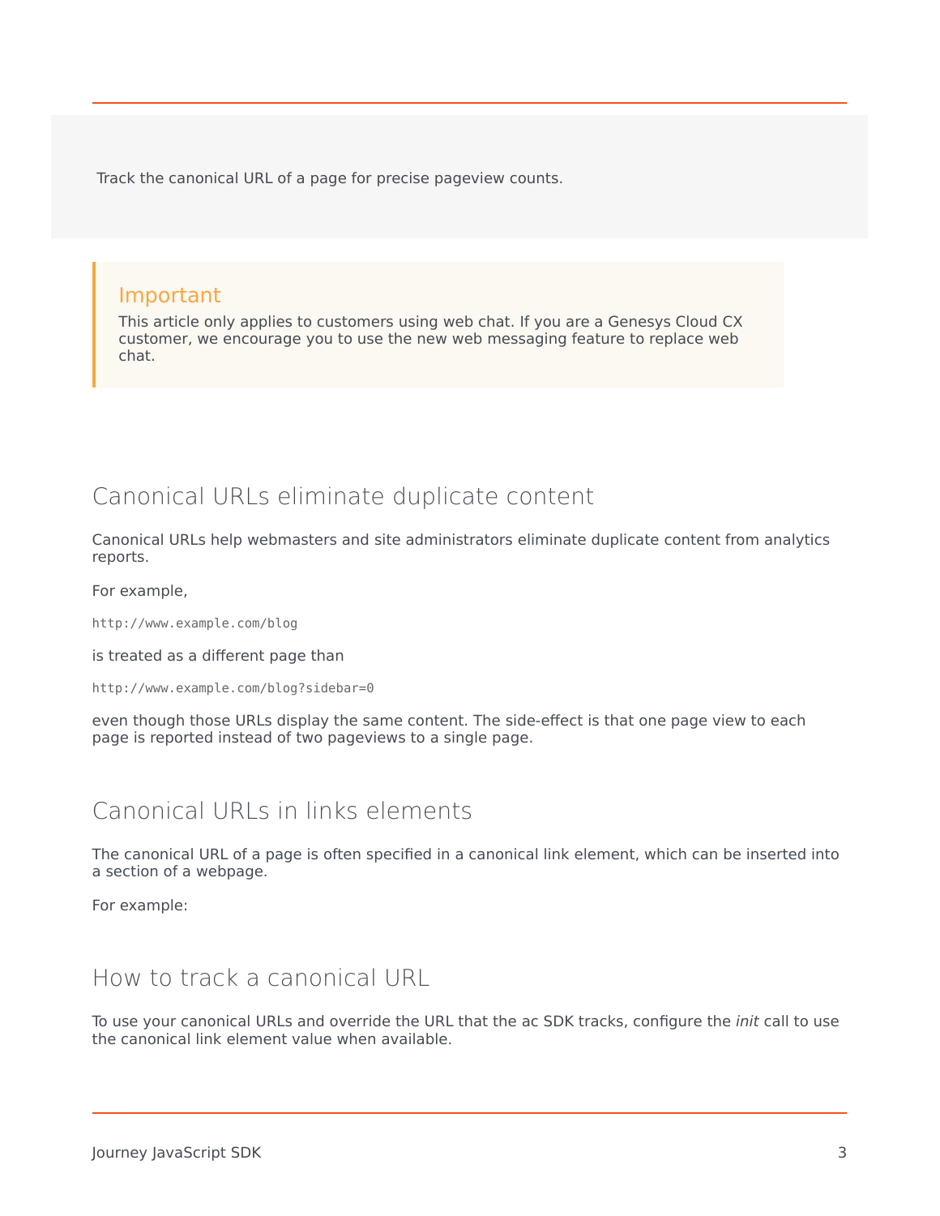Track the canonical URL of a page for precise pageview counts.

> **Important**
>
> This article only applies to customers using web chat. If you are a Genesys Cloud CX customer, we encourage you to use the new web messaging feature to replace web chat.

## Canonical URLs eliminate duplicate content

Canonical URLs help webmasters and site administrators eliminate duplicate content from analytics reports.

For example,

```
http://www.example.com/blog
```

is treated as a different page than

```
http://www.example.com/blog?sidebar=0
```

even though those URLs display the same content. The side-effect is that one page view to each page is reported instead of two pageviews to a single page.

## Canonical URLs in links elements

The canonical URL of a page is often specified in a canonical link element, which can be inserted into a section of a webpage.

For example:

## How to track a canonical URL

To use your canonical URLs and override the URL that the ac SDK tracks, configure the *init* call to use the canonical link element value when available.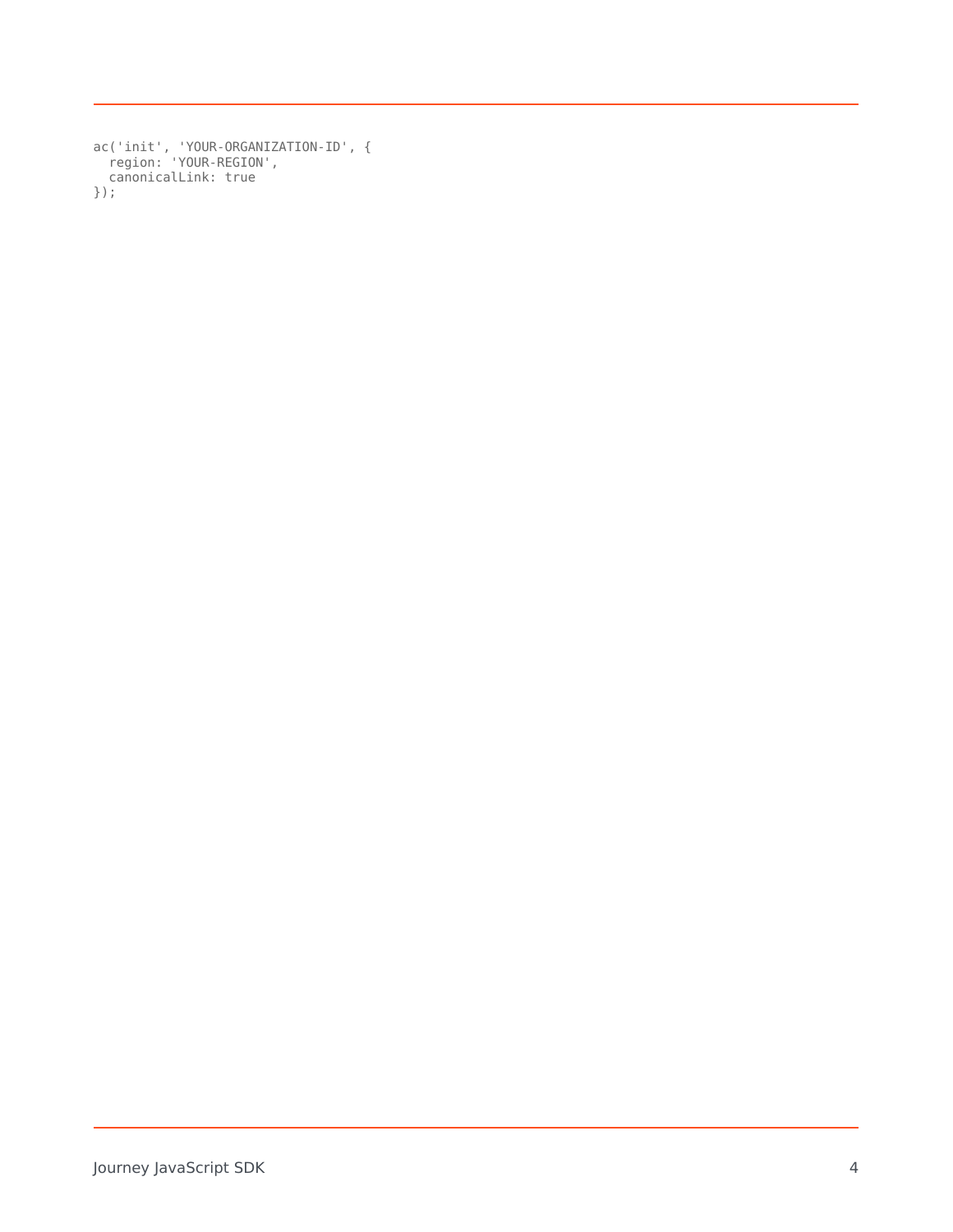```
ac('init', 'YOUR-ORGANIZATION-ID', {
  region: 'YOUR-REGION',
  canonicalLink: true
});
```